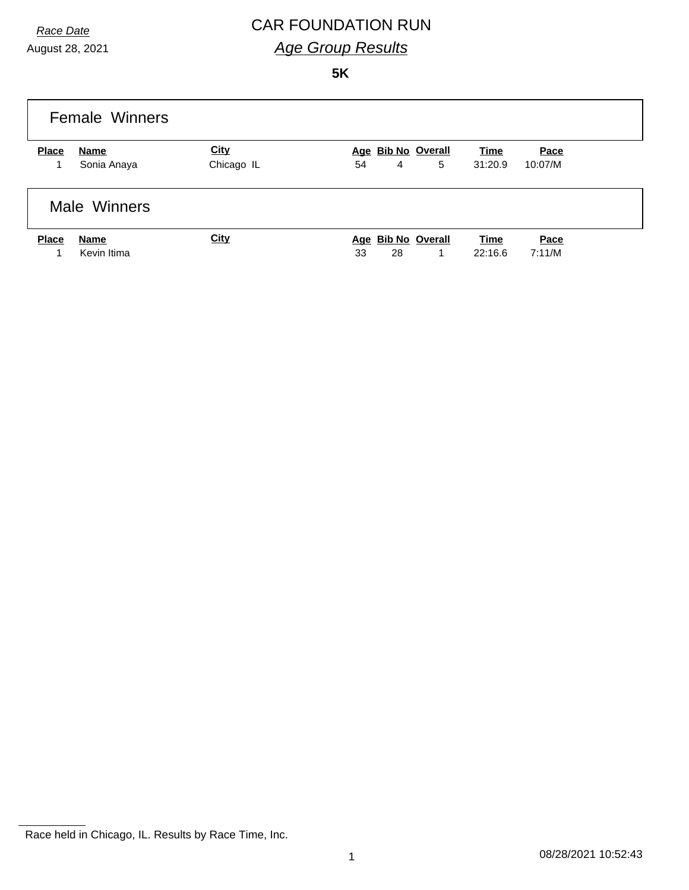*Race Date*

August 28, 2021

# CAR FOUNDATION RUN

## *Age Group Results*

**5K**

### Female Winners

| Place | Name | City | Age | Bib No | Overall | Time | Pace |
|---|---|---|---|---|---|---|---|
| 1 | Sonia Anaya | Chicago IL | 54 | 4 | 5 | 31:20.9 | 10:07/M |

### Male Winners

| Place | Name | City | Age | Bib No | Overall | Time | Pace |
|---|---|---|---|---|---|---|---|
| 1 | Kevin Itima | | 33 | 28 | 1 | 22:16.6 | 7:11/M |

Race held in Chicago, IL. Results by Race Time, Inc.

08/28/2021 10:52:43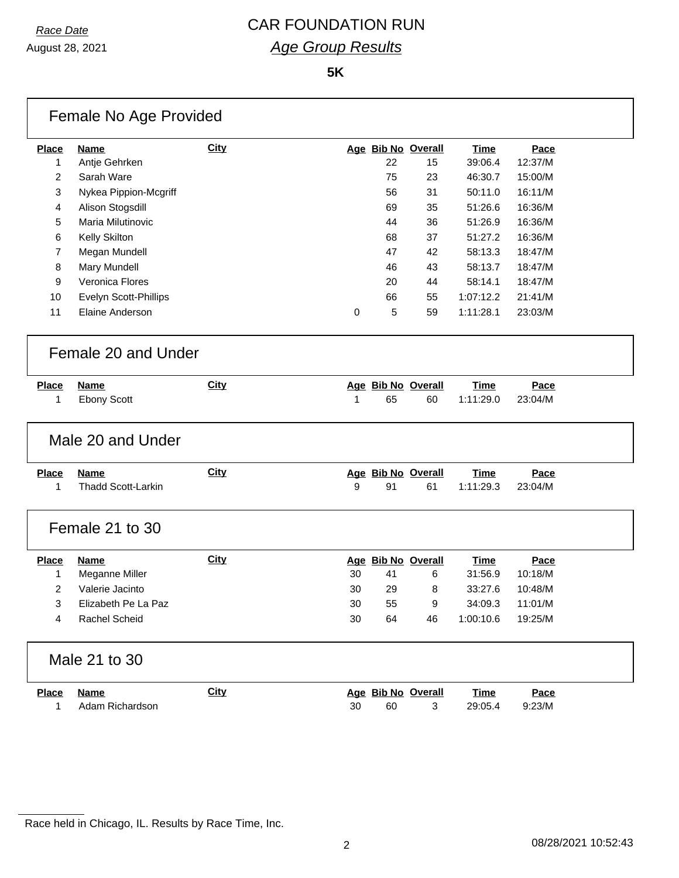*Race Date*
August 28, 2021

# CAR FOUNDATION RUN

## *Age Group Results*

**5K**

### Female No Age Provided

| Place | Name | City | Age | Bib No | Overall | Time | Pace |
|---|---|---|---|---|---|---|---|
| 1 | Antje Gehrken | | | 22 | 15 | 39:06.4 | 12:37/M |
| 2 | Sarah Ware | | | 75 | 23 | 46:30.7 | 15:00/M |
| 3 | Nykea Pippion-Mcgriff | | | 56 | 31 | 50:11.0 | 16:11/M |
| 4 | Alison Stogsdill | | | 69 | 35 | 51:26.6 | 16:36/M |
| 5 | Maria Milutinovic | | | 44 | 36 | 51:26.9 | 16:36/M |
| 6 | Kelly Skilton | | | 68 | 37 | 51:27.2 | 16:36/M |
| 7 | Megan Mundell | | | 47 | 42 | 58:13.3 | 18:47/M |
| 8 | Mary Mundell | | | 46 | 43 | 58:13.7 | 18:47/M |
| 9 | Veronica Flores | | | 20 | 44 | 58:14.1 | 18:47/M |
| 10 | Evelyn Scott-Phillips | | | 66 | 55 | 1:07:12.2 | 21:41/M |
| 11 | Elaine Anderson | | 0 | 5 | 59 | 1:11:28.1 | 23:03/M |

### Female 20 and Under

| Place | Name | City | Age | Bib No | Overall | Time | Pace |
|---|---|---|---|---|---|---|---|
| 1 | Ebony Scott | | 1 | 65 | 60 | 1:11:29.0 | 23:04/M |

### Male 20 and Under

| Place | Name | City | Age | Bib No | Overall | Time | Pace |
|---|---|---|---|---|---|---|---|
| 1 | Thadd Scott-Larkin | | 9 | 91 | 61 | 1:11:29.3 | 23:04/M |

### Female 21 to 30

| Place | Name | City | Age | Bib No | Overall | Time | Pace |
|---|---|---|---|---|---|---|---|
| 1 | Meganne Miller | | 30 | 41 | 6 | 31:56.9 | 10:18/M |
| 2 | Valerie Jacinto | | 30 | 29 | 8 | 33:27.6 | 10:48/M |
| 3 | Elizabeth Pe La Paz | | 30 | 55 | 9 | 34:09.3 | 11:01/M |
| 4 | Rachel Scheid | | 30 | 64 | 46 | 1:00:10.6 | 19:25/M |

### Male 21 to 30

| Place | Name | City | Age | Bib No | Overall | Time | Pace |
|---|---|---|---|---|---|---|---|
| 1 | Adam Richardson | | 30 | 60 | 3 | 29:05.4 | 9:23/M |

Race held in Chicago, IL. Results by Race Time, Inc.

08/28/2021 10:52:43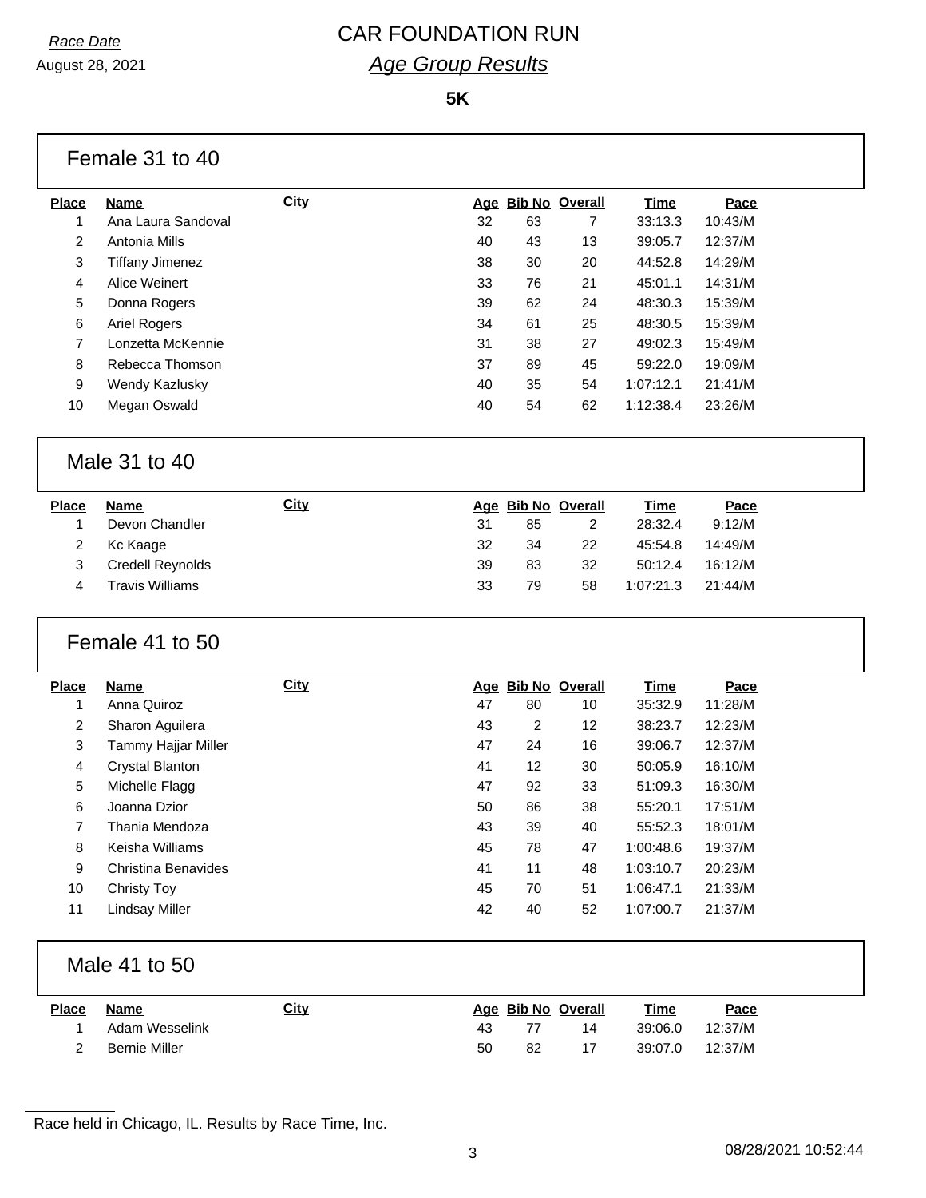*Race Date*

August 28, 2021

# CAR FOUNDATION RUN

## *Age Group Results*

**5K**

### Female 31 to 40

| Place | Name | City | Age | Bib No | Overall | Time | Pace |
|---|---|---|---|---|---|---|---|
| 1 | Ana Laura Sandoval | | 32 | 63 | 7 | 33:13.3 | 10:43/M |
| 2 | Antonia Mills | | 40 | 43 | 13 | 39:05.7 | 12:37/M |
| 3 | Tiffany Jimenez | | 38 | 30 | 20 | 44:52.8 | 14:29/M |
| 4 | Alice Weinert | | 33 | 76 | 21 | 45:01.1 | 14:31/M |
| 5 | Donna Rogers | | 39 | 62 | 24 | 48:30.3 | 15:39/M |
| 6 | Ariel Rogers | | 34 | 61 | 25 | 48:30.5 | 15:39/M |
| 7 | Lonzetta McKennie | | 31 | 38 | 27 | 49:02.3 | 15:49/M |
| 8 | Rebecca Thomson | | 37 | 89 | 45 | 59:22.0 | 19:09/M |
| 9 | Wendy Kazlusky | | 40 | 35 | 54 | 1:07:12.1 | 21:41/M |
| 10 | Megan Oswald | | 40 | 54 | 62 | 1:12:38.4 | 23:26/M |

### Male 31 to 40

| Place | Name | City | Age | Bib No | Overall | Time | Pace |
|---|---|---|---|---|---|---|---|
| 1 | Devon Chandler | | 31 | 85 | 2 | 28:32.4 | 9:12/M |
| 2 | Kc Kaage | | 32 | 34 | 22 | 45:54.8 | 14:49/M |
| 3 | Credell Reynolds | | 39 | 83 | 32 | 50:12.4 | 16:12/M |
| 4 | Travis Williams | | 33 | 79 | 58 | 1:07:21.3 | 21:44/M |

### Female 41 to 50

| Place | Name | City | Age | Bib No | Overall | Time | Pace |
|---|---|---|---|---|---|---|---|
| 1 | Anna Quiroz | | 47 | 80 | 10 | 35:32.9 | 11:28/M |
| 2 | Sharon Aguilera | | 43 | 2 | 12 | 38:23.7 | 12:23/M |
| 3 | Tammy Hajjar Miller | | 47 | 24 | 16 | 39:06.7 | 12:37/M |
| 4 | Crystal Blanton | | 41 | 12 | 30 | 50:05.9 | 16:10/M |
| 5 | Michelle Flagg | | 47 | 92 | 33 | 51:09.3 | 16:30/M |
| 6 | Joanna Dzior | | 50 | 86 | 38 | 55:20.1 | 17:51/M |
| 7 | Thania Mendoza | | 43 | 39 | 40 | 55:52.3 | 18:01/M |
| 8 | Keisha Williams | | 45 | 78 | 47 | 1:00:48.6 | 19:37/M |
| 9 | Christina Benavides | | 41 | 11 | 48 | 1:03:10.7 | 20:23/M |
| 10 | Christy Toy | | 45 | 70 | 51 | 1:06:47.1 | 21:33/M |
| 11 | Lindsay Miller | | 42 | 40 | 52 | 1:07:00.7 | 21:37/M |

### Male 41 to 50

| Place | Name | City | Age | Bib No | Overall | Time | Pace |
|---|---|---|---|---|---|---|---|
| 1 | Adam Wesselink | | 43 | 77 | 14 | 39:06.0 | 12:37/M |
| 2 | Bernie Miller | | 50 | 82 | 17 | 39:07.0 | 12:37/M |

Race held in Chicago, IL. Results by Race Time, Inc.

08/28/2021 10:52:44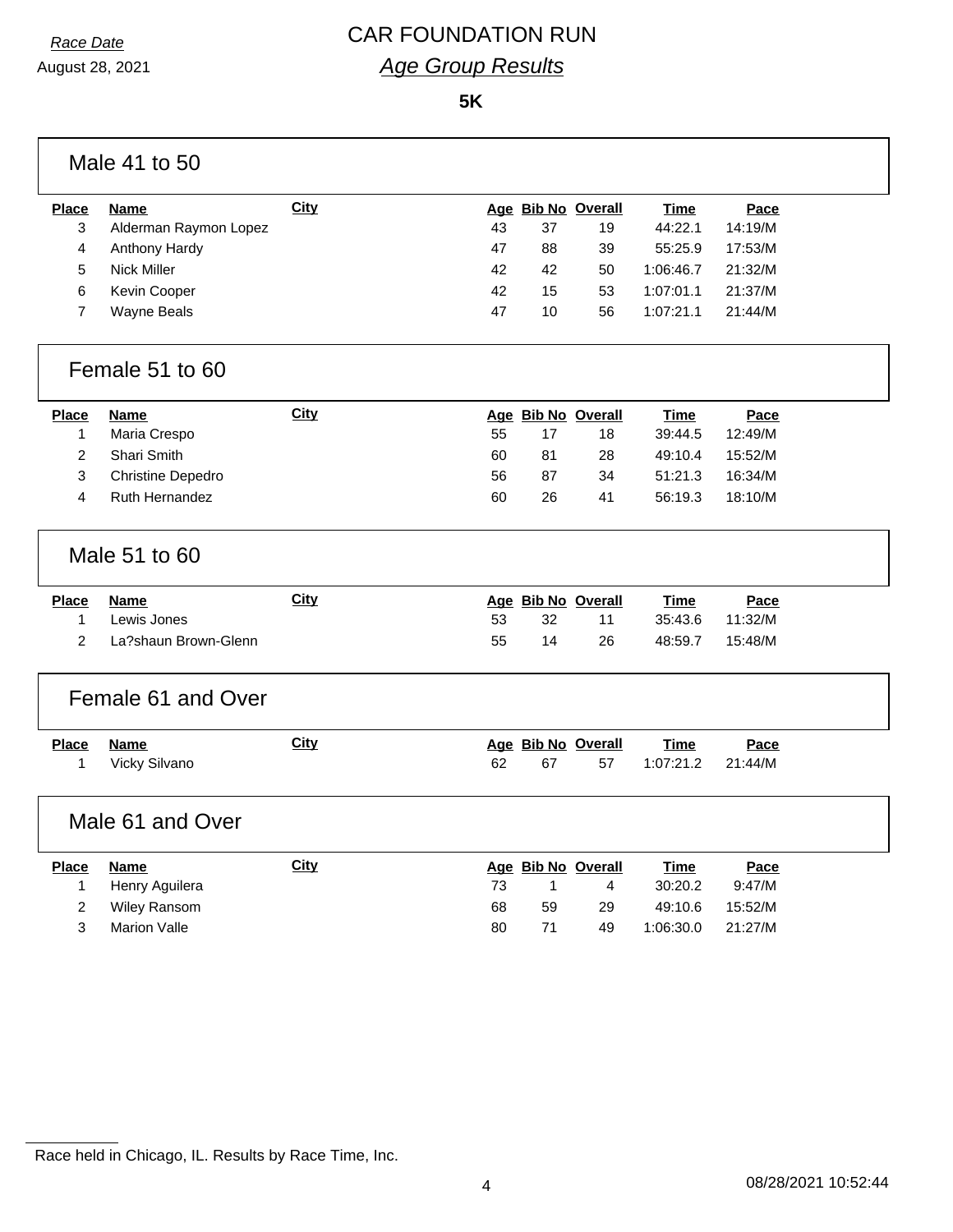*Race Date*
August 28, 2021

# CAR FOUNDATION RUN

## *Age Group Results*

**5K**

### Male 41 to 50

| Place | Name | City | Age | Bib No | Overall | Time | Pace |
|---|---|---|---|---|---|---|---|
| 3 | Alderman Raymon Lopez | | 43 | 37 | 19 | 44:22.1 | 14:19/M |
| 4 | Anthony Hardy | | 47 | 88 | 39 | 55:25.9 | 17:53/M |
| 5 | Nick Miller | | 42 | 42 | 50 | 1:06:46.7 | 21:32/M |
| 6 | Kevin Cooper | | 42 | 15 | 53 | 1:07:01.1 | 21:37/M |
| 7 | Wayne Beals | | 47 | 10 | 56 | 1:07:21.1 | 21:44/M |

### Female 51 to 60

| Place | Name | City | Age | Bib No | Overall | Time | Pace |
|---|---|---|---|---|---|---|---|
| 1 | Maria Crespo | | 55 | 17 | 18 | 39:44.5 | 12:49/M |
| 2 | Shari Smith | | 60 | 81 | 28 | 49:10.4 | 15:52/M |
| 3 | Christine Depedro | | 56 | 87 | 34 | 51:21.3 | 16:34/M |
| 4 | Ruth Hernandez | | 60 | 26 | 41 | 56:19.3 | 18:10/M |

### Male 51 to 60

| Place | Name | City | Age | Bib No | Overall | Time | Pace |
|---|---|---|---|---|---|---|---|
| 1 | Lewis Jones | | 53 | 32 | 11 | 35:43.6 | 11:32/M |
| 2 | La?shaun Brown-Glenn | | 55 | 14 | 26 | 48:59.7 | 15:48/M |

### Female 61 and Over

| Place | Name | City | Age | Bib No | Overall | Time | Pace |
|---|---|---|---|---|---|---|---|
| 1 | Vicky Silvano | | 62 | 67 | 57 | 1:07:21.2 | 21:44/M |

### Male 61 and Over

| Place | Name | City | Age | Bib No | Overall | Time | Pace |
|---|---|---|---|---|---|---|---|
| 1 | Henry Aguilera | | 73 | 1 | 4 | 30:20.2 | 9:47/M |
| 2 | Wiley Ransom | | 68 | 59 | 29 | 49:10.6 | 15:52/M |
| 3 | Marion Valle | | 80 | 71 | 49 | 1:06:30.0 | 21:27/M |

Race held in Chicago, IL. Results by Race Time, Inc.

08/28/2021 10:52:44